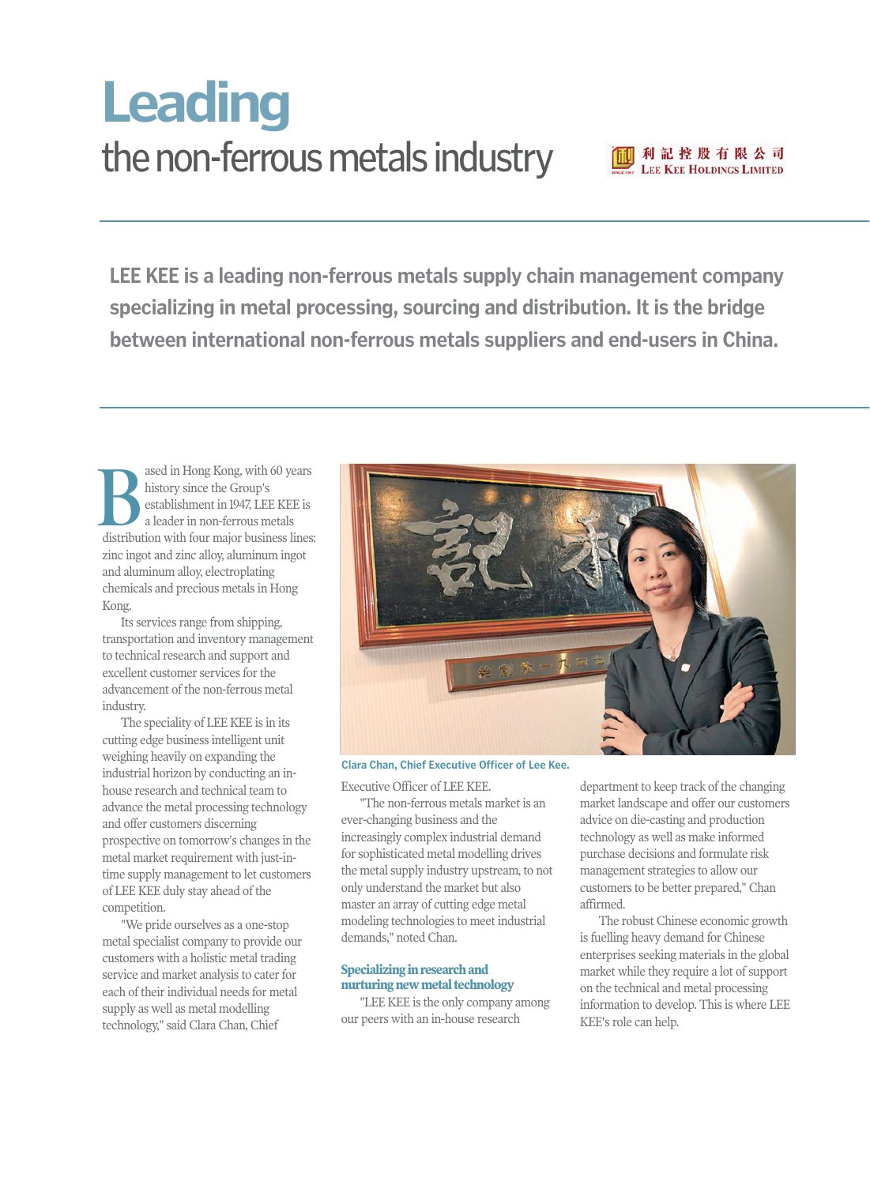# Leading

## the non-ferrous metals industry

利記控股有限公司
LEE KEE HOLDINGS LIMITED

**LEE KEE is a leading non-ferrous metals supply chain management company specializing in metal processing, sourcing and distribution. It is the bridge between international non-ferrous metals suppliers and end-users in China.**

Based in Hong Kong, with 60 years history since the Group's establishment in 1947, LEE KEE is a leader in non-ferrous metals distribution with four major business lines: zinc ingot and zinc alloy, aluminum ingot and aluminum alloy, electroplating chemicals and precious metals in Hong Kong.

Its services range from shipping, transportation and inventory management to technical research and support and excellent customer services for the advancement of the non-ferrous metal industry.

The speciality of LEE KEE is in its cutting edge business intelligent unit weighing heavily on expanding the industrial horizon by conducting an in-house research and technical team to advance the metal processing technology and offer customers discerning prospective on tomorrow's changes in the metal market requirement with just-in-time supply management to let customers of LEE KEE duly stay ahead of the competition.

"We pride ourselves as a one-stop metal specialist company to provide our customers with a holistic metal trading service and market analysis to cater for each of their individual needs for metal supply as well as metal modelling technology," said Clara Chan, Chief Executive Officer of LEE KEE.

Clara Chan, Chief Executive Officer of Lee Kee.

"The non-ferrous metals market is an ever-changing business and the increasingly complex industrial demand for sophisticated metal modelling drives the metal supply industry upstream, to not only understand the market but also master an array of cutting edge metal modeling technologies to meet industrial demands," noted Chan.

### Specializing in research and nurturing new metal technology

"LEE KEE is the only company among our peers with an in-house research department to keep track of the changing market landscape and offer our customers advice on die-casting and production technology as well as make informed purchase decisions and formulate risk management strategies to allow our customers to be better prepared," Chan affirmed.

The robust Chinese economic growth is fuelling heavy demand for Chinese enterprises seeking materials in the global market while they require a lot of support on the technical and metal processing information to develop. This is where LEE KEE's role can help.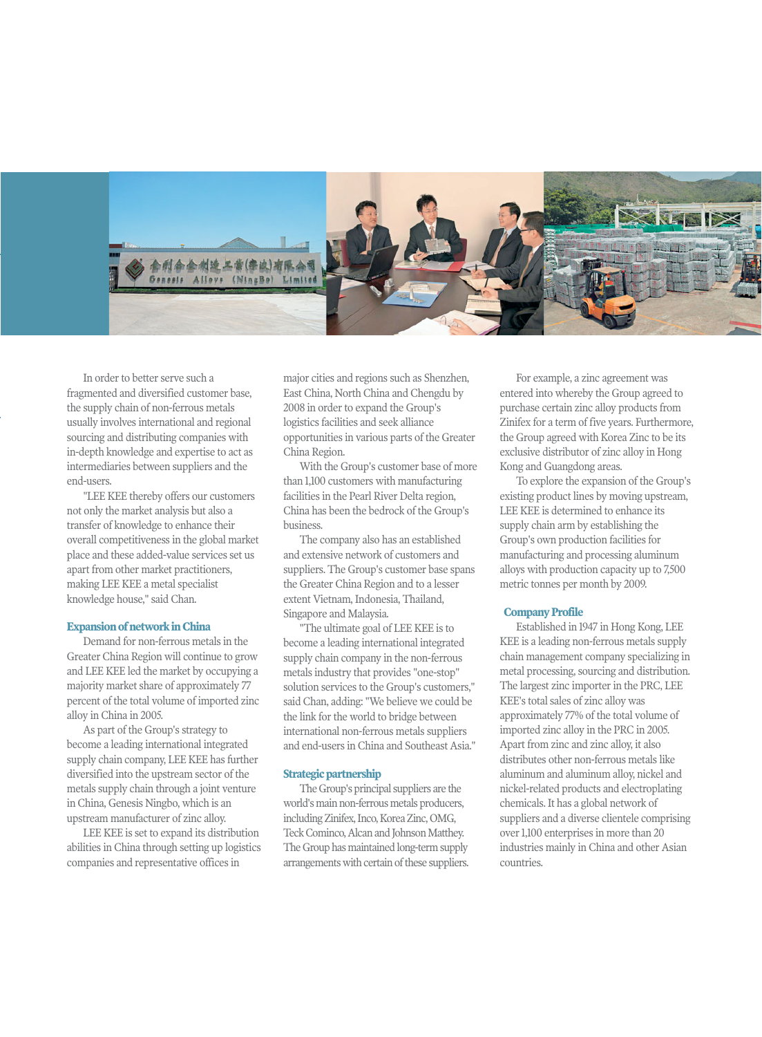In order to better serve such a fragmented and diversified customer base, the supply chain of non-ferrous metals usually involves international and regional sourcing and distributing companies with in-depth knowledge and expertise to act as intermediaries between suppliers and the end-users.

"LEE KEE thereby offers our customers not only the market analysis but also a transfer of knowledge to enhance their overall competitiveness in the global market place and these added-value services set us apart from other market practitioners, making LEE KEE a metal specialist knowledge house," said Chan.

## Expansion of network in China

Demand for non-ferrous metals in the Greater China Region will continue to grow and LEE KEE led the market by occupying a majority market share of approximately 77 percent of the total volume of imported zinc alloy in China in 2005.

As part of the Group's strategy to become a leading international integrated supply chain company, LEE KEE has further diversified into the upstream sector of the metals supply chain through a joint venture in China, Genesis Ningbo, which is an upstream manufacturer of zinc alloy.

LEE KEE is set to expand its distribution abilities in China through setting up logistics companies and representative offices in major cities and regions such as Shenzhen, East China, North China and Chengdu by 2008 in order to expand the Group's logistics facilities and seek alliance opportunities in various parts of the Greater China Region.

With the Group's customer base of more than 1,100 customers with manufacturing facilities in the Pearl River Delta region, China has been the bedrock of the Group's business.

The company also has an established and extensive network of customers and suppliers. The Group's customer base spans the Greater China Region and to a lesser extent Vietnam, Indonesia, Thailand, Singapore and Malaysia.

"The ultimate goal of LEE KEE is to become a leading international integrated supply chain company in the non-ferrous metals industry that provides "one-stop" solution services to the Group's customers," said Chan, adding: "We believe we could be the link for the world to bridge between international non-ferrous metals suppliers and end-users in China and Southeast Asia."

## Strategic partnership

The Group's principal suppliers are the world's main non-ferrous metals producers, including Zinifex, Inco, Korea Zinc, OMG, Teck Cominco, Alcan and Johnson Matthey. The Group has maintained long-term supply arrangements with certain of these suppliers.

For example, a zinc agreement was entered into whereby the Group agreed to purchase certain zinc alloy products from Zinifex for a term of five years. Furthermore, the Group agreed with Korea Zinc to be its exclusive distributor of zinc alloy in Hong Kong and Guangdong areas.

To explore the expansion of the Group's existing product lines by moving upstream, LEE KEE is determined to enhance its supply chain arm by establishing the Group's own production facilities for manufacturing and processing aluminum alloys with production capacity up to 7,500 metric tonnes per month by 2009.

## Company Profile

Established in 1947 in Hong Kong, LEE KEE is a leading non-ferrous metals supply chain management company specializing in metal processing, sourcing and distribution. The largest zinc importer in the PRC, LEE KEE's total sales of zinc alloy was approximately 77% of the total volume of imported zinc alloy in the PRC in 2005. Apart from zinc and zinc alloy, it also distributes other non-ferrous metals like aluminum and aluminum alloy, nickel and nickel-related products and electroplating chemicals. It has a global network of suppliers and a diverse clientele comprising over 1,100 enterprises in more than 20 industries mainly in China and other Asian countries.